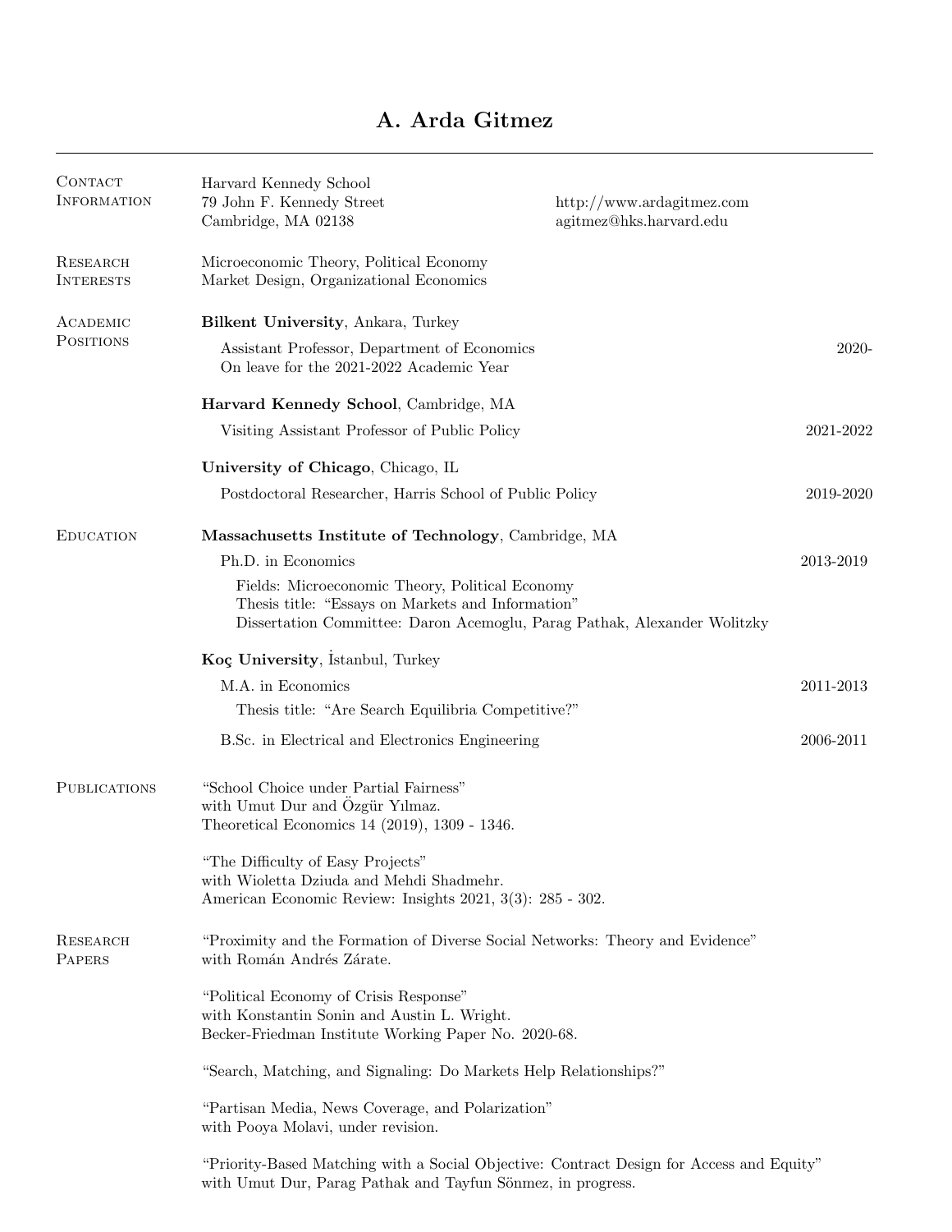# A. Arda Gitmez

## Contact Information

Harvard Kennedy School
79 John F. Kennedy Street
Cambridge, MA 02138

http://www.ardagitmez.com
agitmez@hks.harvard.edu

## Research Interests

Microeconomic Theory, Political Economy
Market Design, Organizational Economics

## Academic Positions

**Bilkent University**, Ankara, Turkey

Assistant Professor, Department of Economics — 2020-
On leave for the 2021-2022 Academic Year

**Harvard Kennedy School**, Cambridge, MA

Visiting Assistant Professor of Public Policy — 2021-2022

**University of Chicago**, Chicago, IL

Postdoctoral Researcher, Harris School of Public Policy — 2019-2020

## Education

**Massachusetts Institute of Technology**, Cambridge, MA

Ph.D. in Economics — 2013-2019

Fields: Microeconomic Theory, Political Economy
Thesis title: "Essays on Markets and Information"
Dissertation Committee: Daron Acemoglu, Parag Pathak, Alexander Wolitzky

**Koç University**, İstanbul, Turkey

M.A. in Economics — 2011-2013

Thesis title: "Are Search Equilibria Competitive?"

B.Sc. in Electrical and Electronics Engineering — 2006-2011

## Publications

"School Choice under Partial Fairness"
with Umut Dur and Özgür Yılmaz.
Theoretical Economics 14 (2019), 1309 - 1346.

"The Difficulty of Easy Projects"
with Wioletta Dziuda and Mehdi Shadmehr.
American Economic Review: Insights 2021, 3(3): 285 - 302.

## Research Papers

"Proximity and the Formation of Diverse Social Networks: Theory and Evidence"
with Román Andrés Zárate.

"Political Economy of Crisis Response"
with Konstantin Sonin and Austin L. Wright.
Becker-Friedman Institute Working Paper No. 2020-68.

"Search, Matching, and Signaling: Do Markets Help Relationships?"

"Partisan Media, News Coverage, and Polarization"
with Pooya Molavi, under revision.

"Priority-Based Matching with a Social Objective: Contract Design for Access and Equity"
with Umut Dur, Parag Pathak and Tayfun Sönmez, in progress.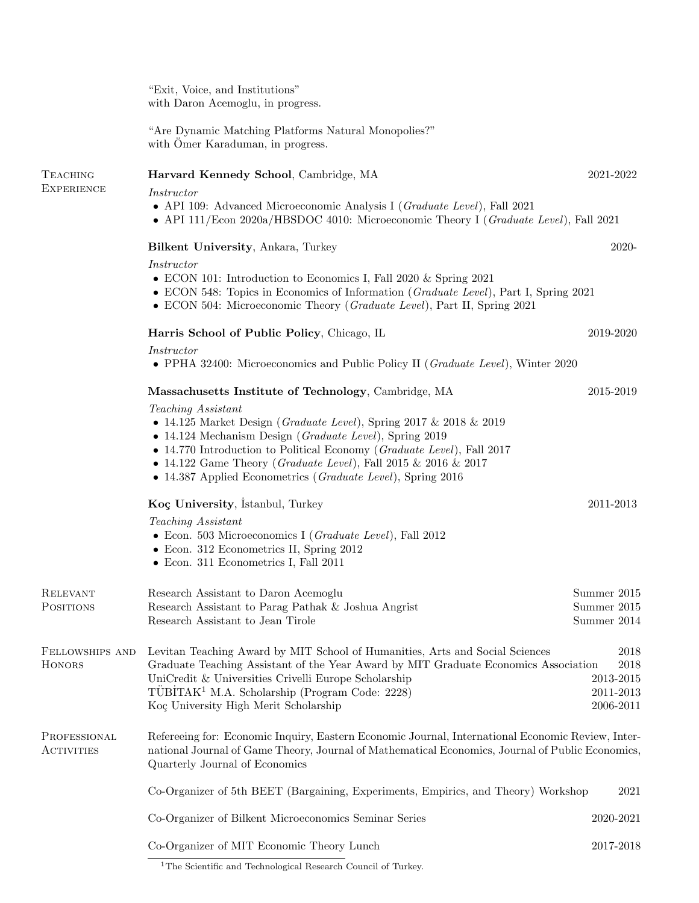"Exit, Voice, and Institutions"
with Daron Acemoglu, in progress.

"Are Dynamic Matching Platforms Natural Monopolies?"
with Ömer Karaduman, in progress.

## Teaching Experience

**Harvard Kennedy School**, Cambridge, MA — 2021-2022

*Instructor*

- API 109: Advanced Microeconomic Analysis I (*Graduate Level*), Fall 2021
- API 111/Econ 2020a/HBSDOC 4010: Microeconomic Theory I (*Graduate Level*), Fall 2021

**Bilkent University**, Ankara, Turkey — 2020-

*Instructor*

- ECON 101: Introduction to Economics I, Fall 2020 & Spring 2021
- ECON 548: Topics in Economics of Information (*Graduate Level*), Part I, Spring 2021
- ECON 504: Microeconomic Theory (*Graduate Level*), Part II, Spring 2021

**Harris School of Public Policy**, Chicago, IL — 2019-2020

*Instructor*

- PPHA 32400: Microeconomics and Public Policy II (*Graduate Level*), Winter 2020

**Massachusetts Institute of Technology**, Cambridge, MA — 2015-2019

*Teaching Assistant*

- 14.125 Market Design (*Graduate Level*), Spring 2017 & 2018 & 2019
- 14.124 Mechanism Design (*Graduate Level*), Spring 2019
- 14.770 Introduction to Political Economy (*Graduate Level*), Fall 2017
- 14.122 Game Theory (*Graduate Level*), Fall 2015 & 2016 & 2017
- 14.387 Applied Econometrics (*Graduate Level*), Spring 2016

**Koç University**, İstanbul, Turkey — 2011-2013

*Teaching Assistant*

- Econ. 503 Microeconomics I (*Graduate Level*), Fall 2012
- Econ. 312 Econometrics II, Spring 2012
- Econ. 311 Econometrics I, Fall 2011

## Relevant Positions

Research Assistant to Daron Acemoglu — Summer 2015
Research Assistant to Parag Pathak & Joshua Angrist — Summer 2015
Research Assistant to Jean Tirole — Summer 2014

## Fellowships and Honors

Levitan Teaching Award by MIT School of Humanities, Arts and Social Sciences — 2018
Graduate Teaching Assistant of the Year Award by MIT Graduate Economics Association — 2018
UniCredit & Universities Crivelli Europe Scholarship — 2013-2015
TÜBİTAK[1] M.A. Scholarship (Program Code: 2228) — 2011-2013
Koç University High Merit Scholarship — 2006-2011

## Professional Activities

Refereeing for: Economic Inquiry, Eastern Economic Journal, International Economic Review, International Journal of Game Theory, Journal of Mathematical Economics, Journal of Public Economics, Quarterly Journal of Economics

Co-Organizer of 5th BEET (Bargaining, Experiments, Empirics, and Theory) Workshop — 2021

Co-Organizer of Bilkent Microeconomics Seminar Series — 2020-2021

Co-Organizer of MIT Economic Theory Lunch — 2017-2018

[1] The Scientific and Technological Research Council of Turkey.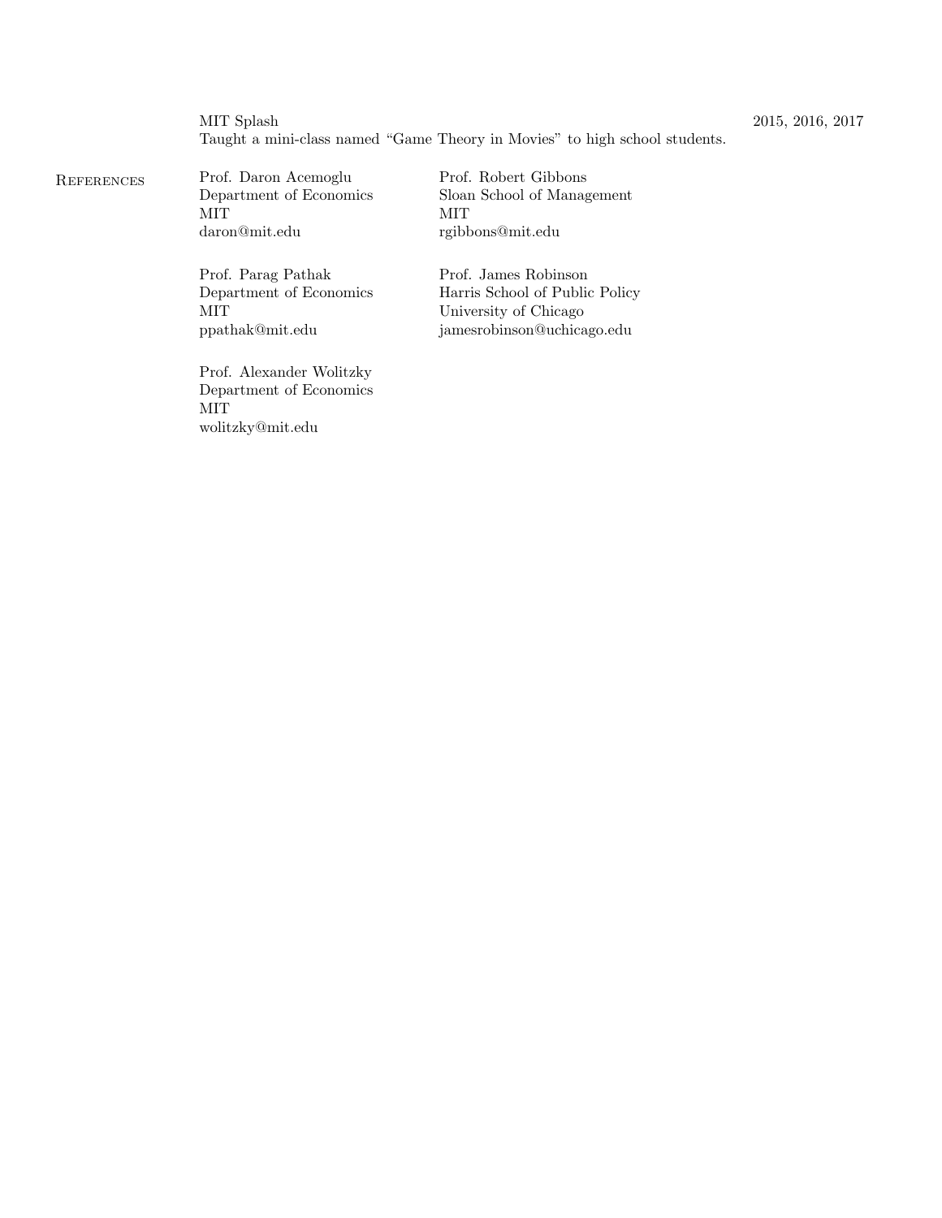MIT Splash — 2015, 2016, 2017

Taught a mini-class named "Game Theory in Movies" to high school students.

## References

Prof. Daron Acemoglu
Department of Economics
MIT
daron@mit.edu

Prof. Robert Gibbons
Sloan School of Management
MIT
rgibbons@mit.edu

Prof. Parag Pathak
Department of Economics
MIT
ppathak@mit.edu

Prof. James Robinson
Harris School of Public Policy
University of Chicago
jamesrobinson@uchicago.edu

Prof. Alexander Wolitzky
Department of Economics
MIT
wolitzky@mit.edu